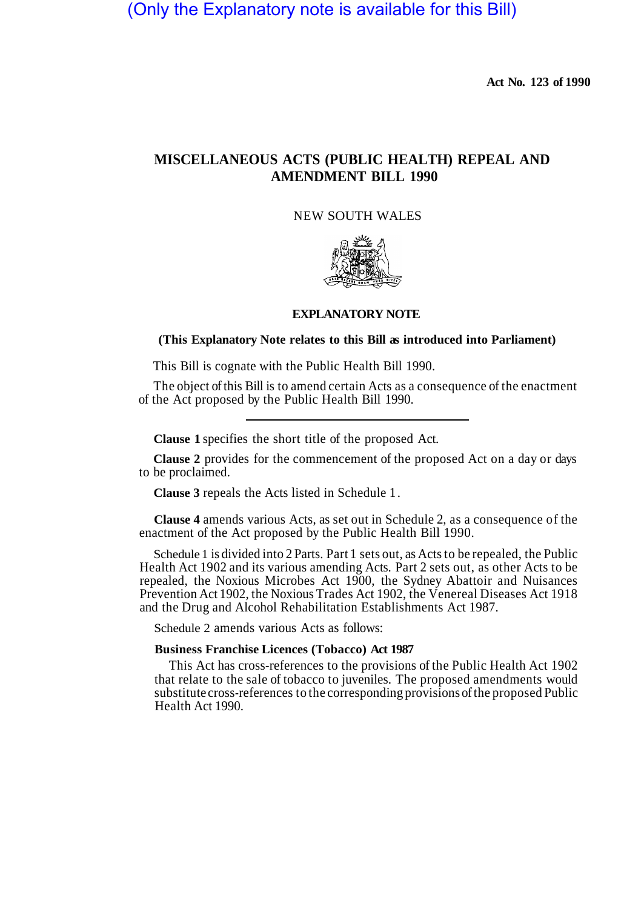(Only the Explanatory note is available for this Bill)

**Act No. 123 of 1990**

# MISCELLANEOUS ACTS (PUBLIC HEALTH) REPEAL AND AMENDMENT BILL 1990

NEW SOUTH WALES

## EXPLANATORY NOTE

**(This Explanatory Note relates to this Bill as introduced into Parliament)**

This Bill is cognate with the Public Health Bill 1990.

The object of this Bill is to amend certain Acts as a consequence of the enactment of the Act proposed by the Public Health Bill 1990.

---

**Clause 1** specifies the short title of the proposed Act.

**Clause 2** provides for the commencement of the proposed Act on a day or days to be proclaimed.

**Clause 3** repeals the Acts listed in Schedule 1.

**Clause 4** amends various Acts, as set out in Schedule 2, as a consequence of the enactment of the Act proposed by the Public Health Bill 1990.

Schedule 1 is divided into 2 Parts. Part 1 sets out, as Acts to be repealed, the Public Health Act 1902 and its various amending Acts. Part 2 sets out, as other Acts to be repealed, the Noxious Microbes Act 1900, the Sydney Abattoir and Nuisances Prevention Act 1902, the Noxious Trades Act 1902, the Venereal Diseases Act 1918 and the Drug and Alcohol Rehabilitation Establishments Act 1987.

Schedule 2 amends various Acts as follows:

**Business Franchise Licences (Tobacco) Act 1987**

This Act has cross-references to the provisions of the Public Health Act 1902 that relate to the sale of tobacco to juveniles. The proposed amendments would substitute cross-references to the corresponding provisions of the proposed Public Health Act 1990.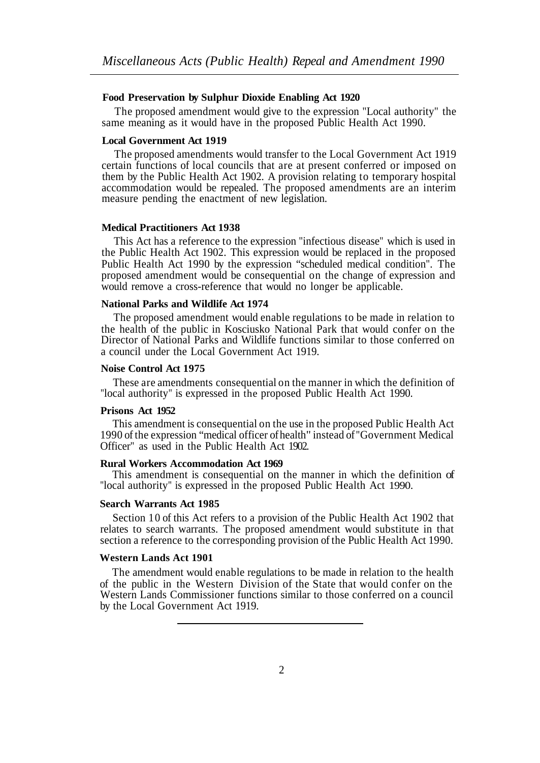**Food Preservation by Sulphur Dioxide Enabling Act 1920**

The proposed amendment would give to the expression "Local authority" the same meaning as it would have in the proposed Public Health Act 1990.

**Local Government Act 1919**

The proposed amendments would transfer to the Local Government Act 1919 certain functions of local councils that are at present conferred or imposed on them by the Public Health Act 1902. A provision relating to temporary hospital accommodation would be repealed. The proposed amendments are an interim measure pending the enactment of new legislation.

**Medical Practitioners Act 1938**

This Act has a reference to the expression "infectious disease" which is used in the Public Health Act 1902. This expression would be replaced in the proposed Public Health Act 1990 by the expression "scheduled medical condition". The proposed amendment would be consequential on the change of expression and would remove a cross-reference that would no longer be applicable.

**National Parks and Wildlife Act 1974**

The proposed amendment would enable regulations to be made in relation to the health of the public in Kosciusko National Park that would confer on the Director of National Parks and Wildlife functions similar to those conferred on a council under the Local Government Act 1919.

**Noise Control Act 1975**

These are amendments consequential on the manner in which the definition of "local authority" is expressed in the proposed Public Health Act 1990.

**Prisons Act 1952**

This amendment is consequential on the use in the proposed Public Health Act 1990 of the expression "medical officer of health" instead of "Government Medical Officer" as used in the Public Health Act 1902.

**Rural Workers Accommodation Act 1969**

This amendment is consequential on the manner in which the definition of "local authority" is expressed in the proposed Public Health Act 1990.

**Search Warrants Act 1985**

Section 10 of this Act refers to a provision of the Public Health Act 1902 that relates to search warrants. The proposed amendment would substitute in that section a reference to the corresponding provision of the Public Health Act 1990.

**Western Lands Act 1901**

The amendment would enable regulations to be made in relation to the health of the public in the Western Division of the State that would confer on the Western Lands Commissioner functions similar to those conferred on a council by the Local Government Act 1919.